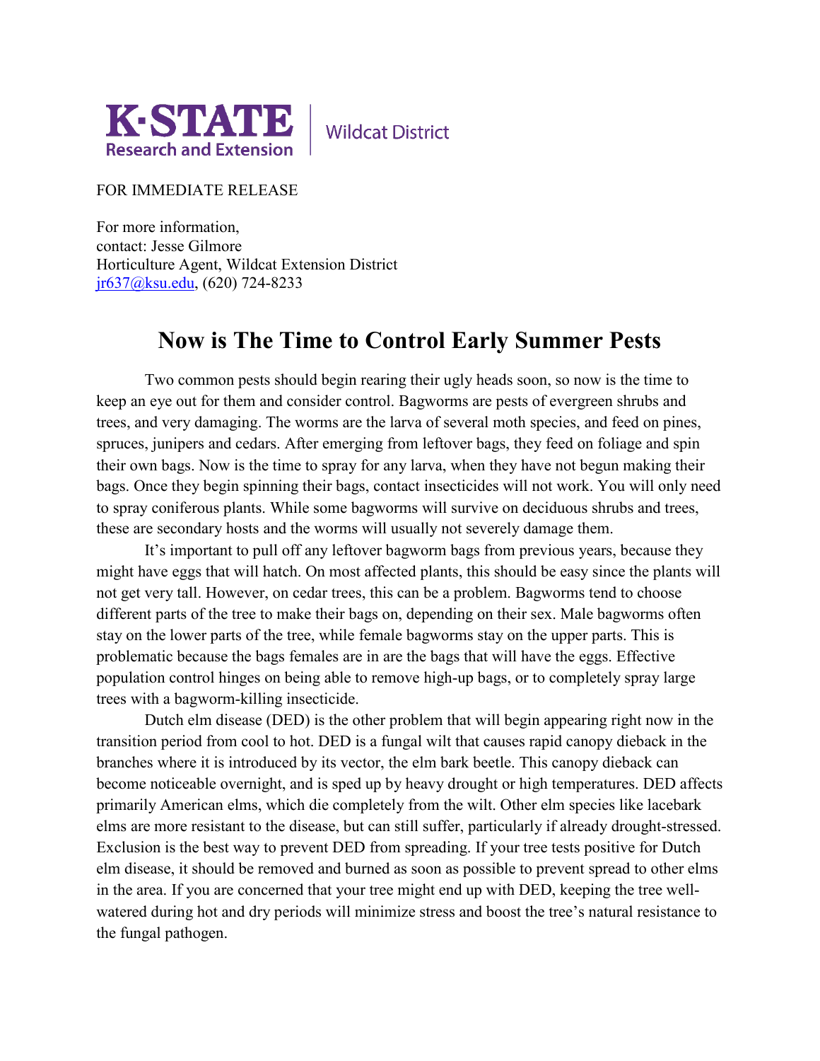K·STATE Research and Extension | Wildcat District

FOR IMMEDIATE RELEASE

For more information,
contact: Jesse Gilmore
Horticulture Agent, Wildcat Extension District
jr637@ksu.edu, (620) 724-8233

# Now is The Time to Control Early Summer Pests

Two common pests should begin rearing their ugly heads soon, so now is the time to keep an eye out for them and consider control. Bagworms are pests of evergreen shrubs and trees, and very damaging. The worms are the larva of several moth species, and feed on pines, spruces, junipers and cedars. After emerging from leftover bags, they feed on foliage and spin their own bags. Now is the time to spray for any larva, when they have not begun making their bags. Once they begin spinning their bags, contact insecticides will not work. You will only need to spray coniferous plants. While some bagworms will survive on deciduous shrubs and trees, these are secondary hosts and the worms will usually not severely damage them.

It's important to pull off any leftover bagworm bags from previous years, because they might have eggs that will hatch. On most affected plants, this should be easy since the plants will not get very tall. However, on cedar trees, this can be a problem. Bagworms tend to choose different parts of the tree to make their bags on, depending on their sex. Male bagworms often stay on the lower parts of the tree, while female bagworms stay on the upper parts. This is problematic because the bags females are in are the bags that will have the eggs. Effective population control hinges on being able to remove high-up bags, or to completely spray large trees with a bagworm-killing insecticide.

Dutch elm disease (DED) is the other problem that will begin appearing right now in the transition period from cool to hot. DED is a fungal wilt that causes rapid canopy dieback in the branches where it is introduced by its vector, the elm bark beetle. This canopy dieback can become noticeable overnight, and is sped up by heavy drought or high temperatures. DED affects primarily American elms, which die completely from the wilt. Other elm species like lacebark elms are more resistant to the disease, but can still suffer, particularly if already drought-stressed. Exclusion is the best way to prevent DED from spreading. If your tree tests positive for Dutch elm disease, it should be removed and burned as soon as possible to prevent spread to other elms in the area. If you are concerned that your tree might end up with DED, keeping the tree well-watered during hot and dry periods will minimize stress and boost the tree's natural resistance to the fungal pathogen.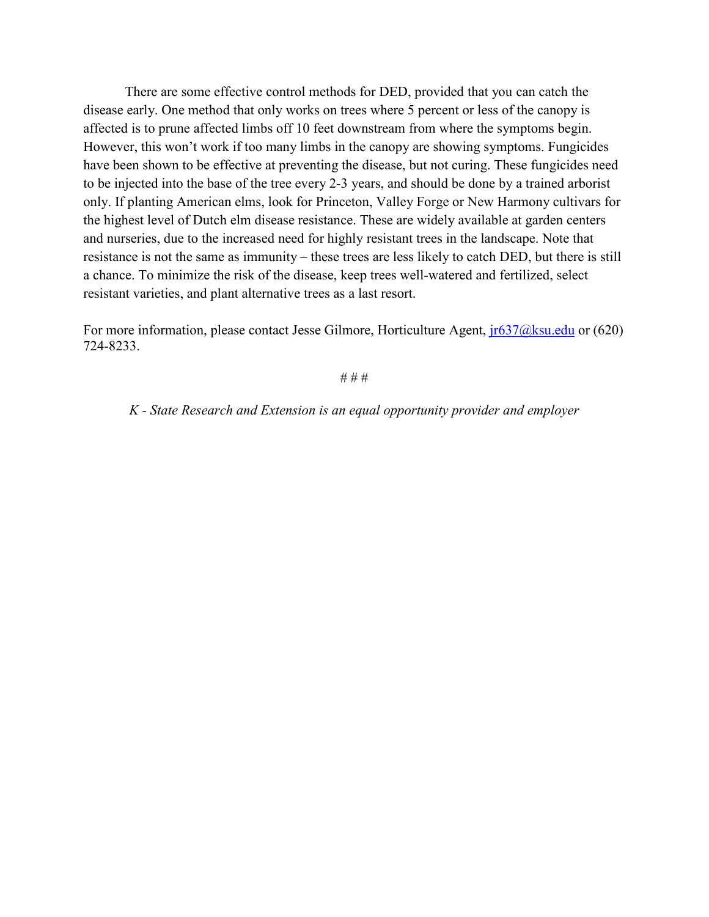There are some effective control methods for DED, provided that you can catch the disease early. One method that only works on trees where 5 percent or less of the canopy is affected is to prune affected limbs off 10 feet downstream from where the symptoms begin. However, this won't work if too many limbs in the canopy are showing symptoms. Fungicides have been shown to be effective at preventing the disease, but not curing. These fungicides need to be injected into the base of the tree every 2-3 years, and should be done by a trained arborist only. If planting American elms, look for Princeton, Valley Forge or New Harmony cultivars for the highest level of Dutch elm disease resistance. These are widely available at garden centers and nurseries, due to the increased need for highly resistant trees in the landscape. Note that resistance is not the same as immunity – these trees are less likely to catch DED, but there is still a chance. To minimize the risk of the disease, keep trees well-watered and fertilized, select resistant varieties, and plant alternative trees as a last resort.

For more information, please contact Jesse Gilmore, Horticulture Agent, jr637@ksu.edu or (620) 724-8233.

# # #

*K - State Research and Extension is an equal opportunity provider and employer*